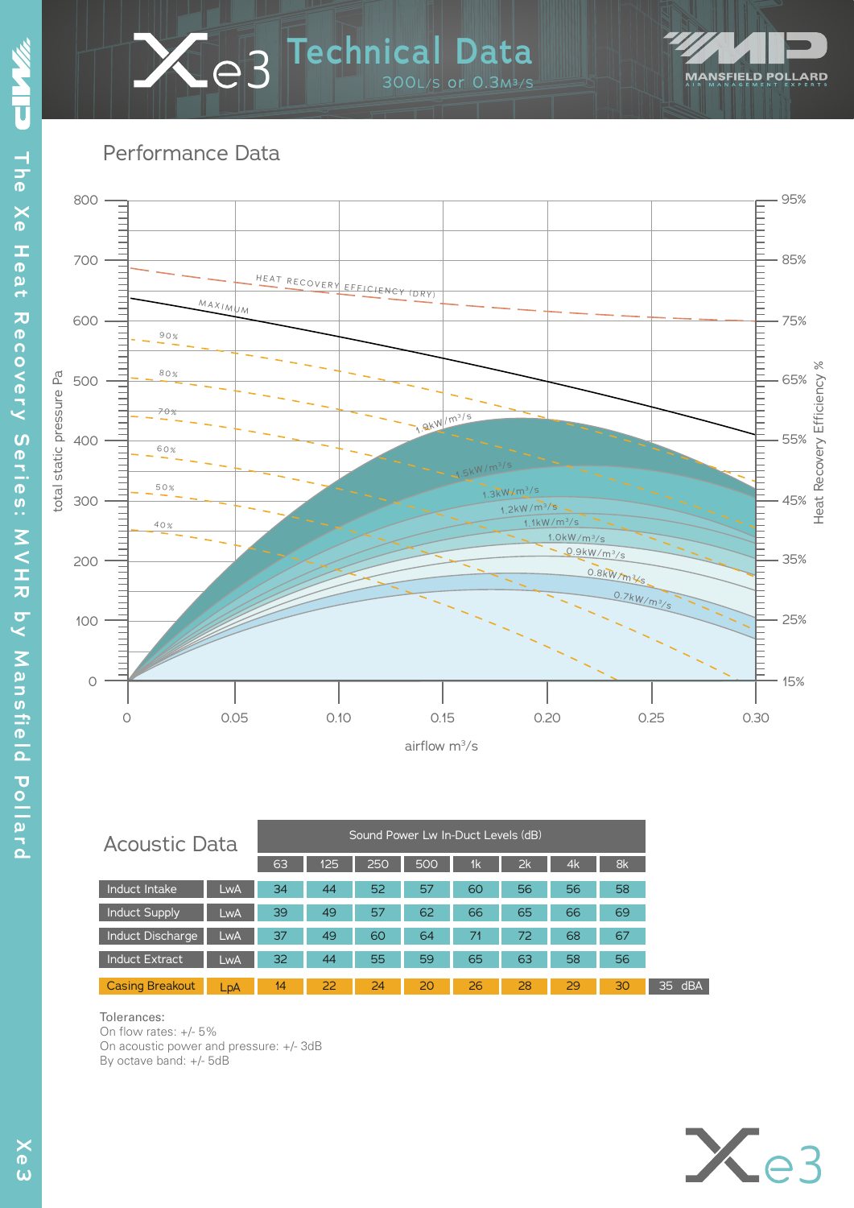# Xe3 Technical Data

300L/s or 0.3M3/S

## Performance Data

## Acoustic Data

| | | Sound Power Lw In-Duct Levels (dB) | | | | | | | | |
|---|---|---|---|---|---|---|---|---|---|---|
| | | 63 | 125 | 250 | 500 | 1k | 2k | 4k | 8k | |
| Induct Intake | LwA | 34 | 44 | 52 | 57 | 60 | 56 | 56 | 58 | |
| Induct Supply | LwA | 39 | 49 | 57 | 62 | 66 | 65 | 66 | 69 | |
| Induct Discharge | LwA | 37 | 49 | 60 | 64 | 71 | 72 | 68 | 67 | |
| Induct Extract | LwA | 32 | 44 | 55 | 59 | 65 | 63 | 58 | 56 | |
| Casing Breakout | LpA | 14 | 22 | 24 | 20 | 26 | 28 | 29 | 30 | 35 dBA |

Tolerances:
On flow rates: +/- 5%
On acoustic power and pressure: +/- 3dB
By octave band: +/- 5dB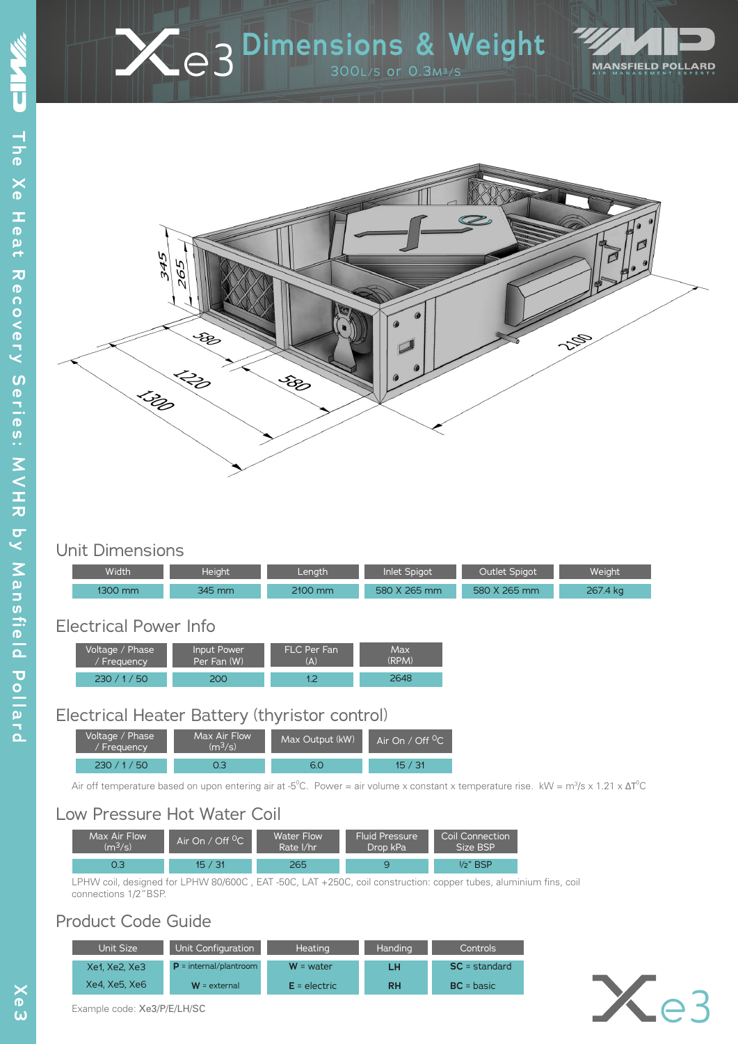# Xe3 Dimensions & Weight

300L/s or 0.3M3/S

345
265
580
1220
1300
580
2100

## Unit Dimensions

| Width | Height | Length | Inlet Spigot | Outlet Spigot | Weight |
|---|---|---|---|---|---|
| 1300 mm | 345 mm | 2100 mm | 580 X 265 mm | 580 X 265 mm | 267.4 kg |

## Electrical Power Info

| Voltage / Phase / Frequency | Input Power Per Fan (W) | FLC Per Fan (A) | Max (RPM) |
|---|---|---|---|
| 230 / 1 / 50 | 200 | 1.2 | 2648 |

## Electrical Heater Battery (thyristor control)

| Voltage / Phase / Frequency | Max Air Flow ($m^3/s$) | Max Output (kW) | Air On / Off $^0C$ |
|---|---|---|---|
| 230 / 1 / 50 | 0.3 | 6.0 | 15 / 31 |

Air off temperature based on upon entering air at -5$^0$C. Power = air volume x constant x temperature rise. kW = $m^3/s$ x 1.21 x $\Delta T^0C$

## Low Pressure Hot Water Coil

| Max Air Flow ($m^3/s$) | Air On / Off $^0C$ | Water Flow Rate l/hr | Fluid Pressure Drop kPa | Coil Connection Size BSP |
|---|---|---|---|---|
| 0.3 | 15 / 31 | 265 | 9 | ½" BSP |

LPHW coil, designed for LPHW 80/600C , EAT -50C, LAT +250C, coil construction: copper tubes, aluminium fins, coil connections 1/2"BSP.

## Product Code Guide

| Unit Size | Unit Configuration | Heating | Handing | Controls |
|---|---|---|---|---|
| Xe1, Xe2, Xe3 | **P** = internal/plantroom | **W** = water | **LH** | **SC** = standard |
| Xe4, Xe5, Xe6 | **W** = external | **E** = electric | **RH** | **BC** = basic |

Example code: Xe3/P/E/LH/SC